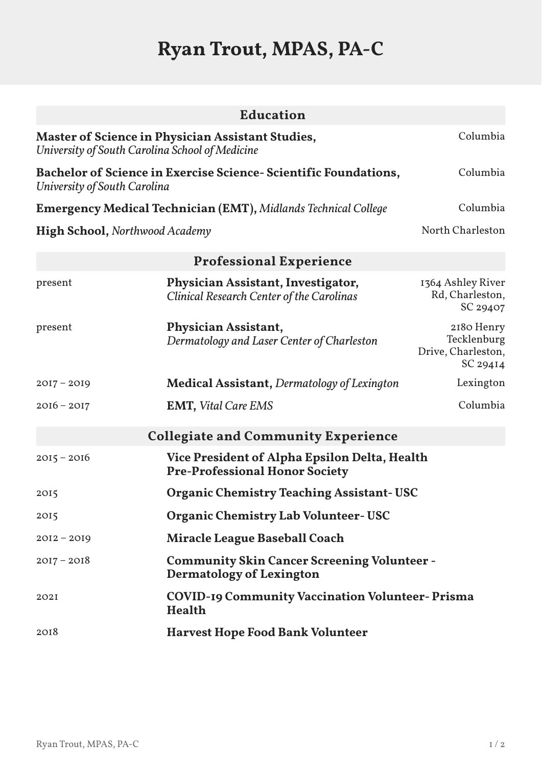# Ryan Trout, MPAS, PA-C

## Education

**Master of Science in Physician Assistant Studies,** *University of South Carolina School of Medicine* — Columbia

**Bachelor of Science in Exercise Science- Scientific Foundations,** *University of South Carolina* — Columbia

**Emergency Medical Technician (EMT),** *Midlands Technical College* — Columbia

**High School,** *Northwood Academy* — North Charleston

## Professional Experience

| | | |
|---|---|---|
| present | **Physician Assistant, Investigator,** *Clinical Research Center of the Carolinas* | 1364 Ashley River Rd, Charleston, SC 29407 |
| present | **Physician Assistant,** *Dermatology and Laser Center of Charleston* | 2180 Henry Tecklenburg Drive, Charleston, SC 29414 |
| 2017 – 2019 | **Medical Assistant,** *Dermatology of Lexington* | Lexington |
| 2016 – 2017 | **EMT,** *Vital Care EMS* | Columbia |

## Collegiate and Community Experience

| | |
|---|---|
| 2015 – 2016 | **Vice President of Alpha Epsilon Delta, Health Pre-Professional Honor Society** |
| 2015 | **Organic Chemistry Teaching Assistant- USC** |
| 2015 | **Organic Chemistry Lab Volunteer- USC** |
| 2012 – 2019 | **Miracle League Baseball Coach** |
| 2017 – 2018 | **Community Skin Cancer Screening Volunteer - Dermatology of Lexington** |
| 2021 | **COVID-19 Community Vaccination Volunteer- Prisma Health** |
| 2018 | **Harvest Hope Food Bank Volunteer** |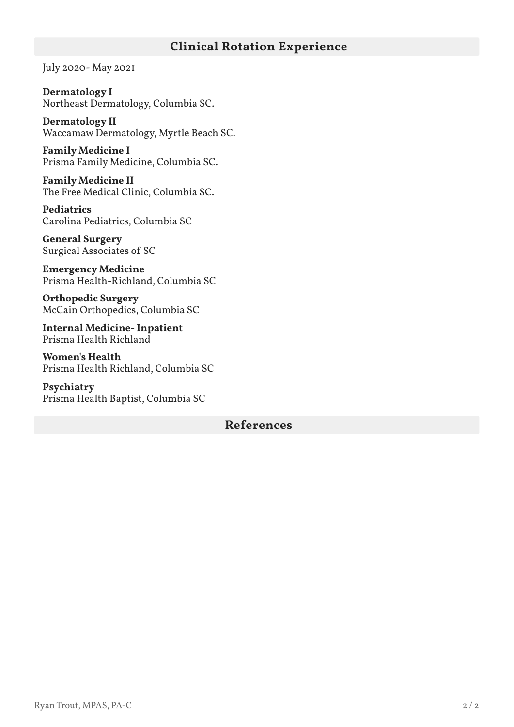## Clinical Rotation Experience

July 2020- May 2021

**Dermatology I**
Northeast Dermatology, Columbia SC.

**Dermatology II**
Waccamaw Dermatology, Myrtle Beach SC.

**Family Medicine I**
Prisma Family Medicine, Columbia SC.

**Family Medicine II**
The Free Medical Clinic, Columbia SC.

**Pediatrics**
Carolina Pediatrics, Columbia SC

**General Surgery**
Surgical Associates of SC

**Emergency Medicine**
Prisma Health-Richland, Columbia SC

**Orthopedic Surgery**
McCain Orthopedics, Columbia SC

**Internal Medicine- Inpatient**
Prisma Health Richland

**Women's Health**
Prisma Health Richland, Columbia SC

**Psychiatry**
Prisma Health Baptist, Columbia SC

## References